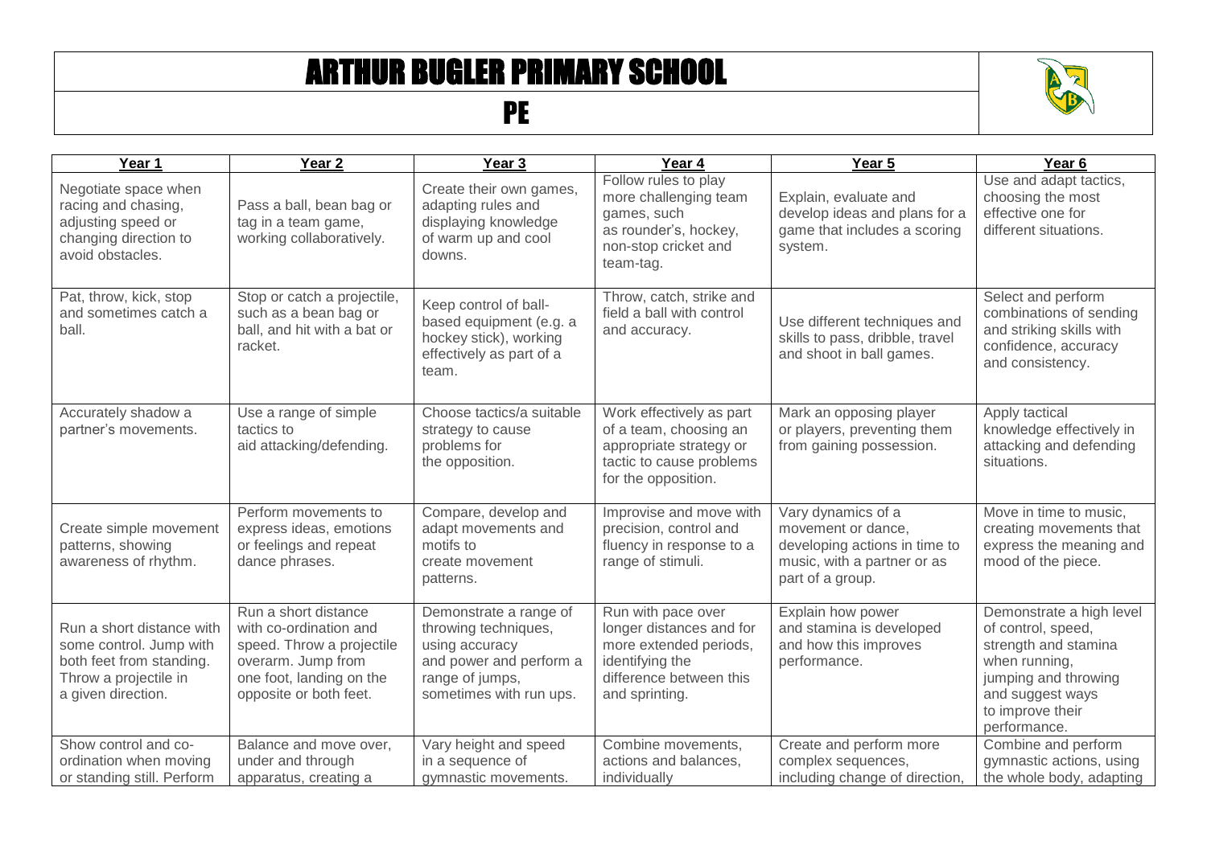# ARTHUR BUGLER PRIMARY SCHOOL

## PE

| Year 1 | Year 2 | Year 3 | Year 4 | Year 5 | Year 6 |
|---|---|---|---|---|---|
| Negotiate space when racing and chasing, adjusting speed or changing direction to avoid obstacles. | Pass a ball, bean bag or tag in a team game, working collaboratively. | Create their own games, adapting rules and displaying knowledge of warm up and cool downs. | Follow rules to play more challenging team games, such as rounder's, hockey, non-stop cricket and team-tag. | Explain, evaluate and develop ideas and plans for a game that includes a scoring system. | Use and adapt tactics, choosing the most effective one for different situations. |
| Pat, throw, kick, stop and sometimes catch a ball. | Stop or catch a projectile, such as a bean bag or ball, and hit with a bat or racket. | Keep control of ball-based equipment (e.g. a hockey stick), working effectively as part of a team. | Throw, catch, strike and field a ball with control and accuracy. | Use different techniques and skills to pass, dribble, travel and shoot in ball games. | Select and perform combinations of sending and striking skills with confidence, accuracy and consistency. |
| Accurately shadow a partner's movements. | Use a range of simple tactics to aid attacking/defending. | Choose tactics/a suitable strategy to cause problems for the opposition. | Work effectively as part of a team, choosing an appropriate strategy or tactic to cause problems for the opposition. | Mark an opposing player or players, preventing them from gaining possession. | Apply tactical knowledge effectively in attacking and defending situations. |
| Create simple movement patterns, showing awareness of rhythm. | Perform movements to express ideas, emotions or feelings and repeat dance phrases. | Compare, develop and adapt movements and motifs to create movement patterns. | Improvise and move with precision, control and fluency in response to a range of stimuli. | Vary dynamics of a movement or dance, developing actions in time to music, with a partner or as part of a group. | Move in time to music, creating movements that express the meaning and mood of the piece. |
| Run a short distance with some control. Jump with both feet from standing. Throw a projectile in a given direction. | Run a short distance with co-ordination and speed. Throw a projectile overarm. Jump from one foot, landing on the opposite or both feet. | Demonstrate a range of throwing techniques, using accuracy and power and perform a range of jumps, sometimes with run ups. | Run with pace over longer distances and for more extended periods, identifying the difference between this and sprinting. | Explain how power and stamina is developed and how this improves performance. | Demonstrate a high level of control, speed, strength and stamina when running, jumping and throwing and suggest ways to improve their performance. |
| Show control and co-ordination when moving or standing still. Perform | Balance and move over, under and through apparatus, creating a | Vary height and speed in a sequence of gymnastic movements. | Combine movements, actions and balances, individually | Create and perform more complex sequences, including change of direction, | Combine and perform gymnastic actions, using the whole body, adapting |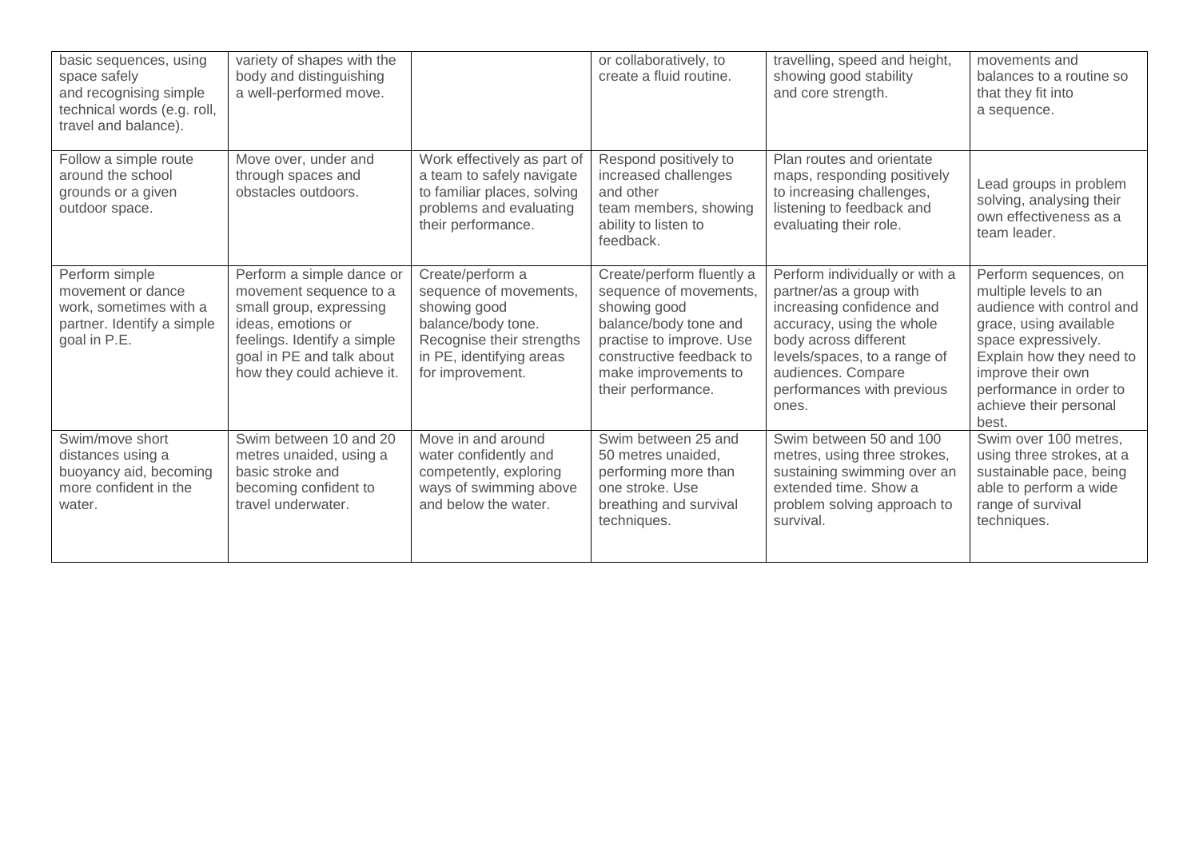| | | | | | |
|---|---|---|---|---|---|
| basic sequences, using space safely and recognising simple technical words (e.g. roll, travel and balance). | variety of shapes with the body and distinguishing a well-performed move. | | or collaboratively, to create a fluid routine. | travelling, speed and height, showing good stability and core strength. | movements and balances to a routine so that they fit into a sequence. |
| Follow a simple route around the school grounds or a given outdoor space. | Move over, under and through spaces and obstacles outdoors. | Work effectively as part of a team to safely navigate to familiar places, solving problems and evaluating their performance. | Respond positively to increased challenges and other team members, showing ability to listen to feedback. | Plan routes and orientate maps, responding positively to increasing challenges, listening to feedback and evaluating their role. | Lead groups in problem solving, analysing their own effectiveness as a team leader. |
| Perform simple movement or dance work, sometimes with a partner. Identify a simple goal in P.E. | Perform a simple dance or movement sequence to a small group, expressing ideas, emotions or feelings. Identify a simple goal in PE and talk about how they could achieve it. | Create/perform a sequence of movements, showing good balance/body tone. Recognise their strengths in PE, identifying areas for improvement. | Create/perform fluently a sequence of movements, showing good balance/body tone and practise to improve. Use constructive feedback to make improvements to their performance. | Perform individually or with a partner/as a group with increasing confidence and accuracy, using the whole body across different levels/spaces, to a range of audiences. Compare performances with previous ones. | Perform sequences, on multiple levels to an audience with control and grace, using available space expressively. Explain how they need to improve their own performance in order to achieve their personal best. |
| Swim/move short distances using a buoyancy aid, becoming more confident in the water. | Swim between 10 and 20 metres unaided, using a basic stroke and becoming confident to travel underwater. | Move in and around water confidently and competently, exploring ways of swimming above and below the water. | Swim between 25 and 50 metres unaided, performing more than one stroke. Use breathing and survival techniques. | Swim between 50 and 100 metres, using three strokes, sustaining swimming over an extended time. Show a problem solving approach to survival. | Swim over 100 metres, using three strokes, at a sustainable pace, being able to perform a wide range of survival techniques. |